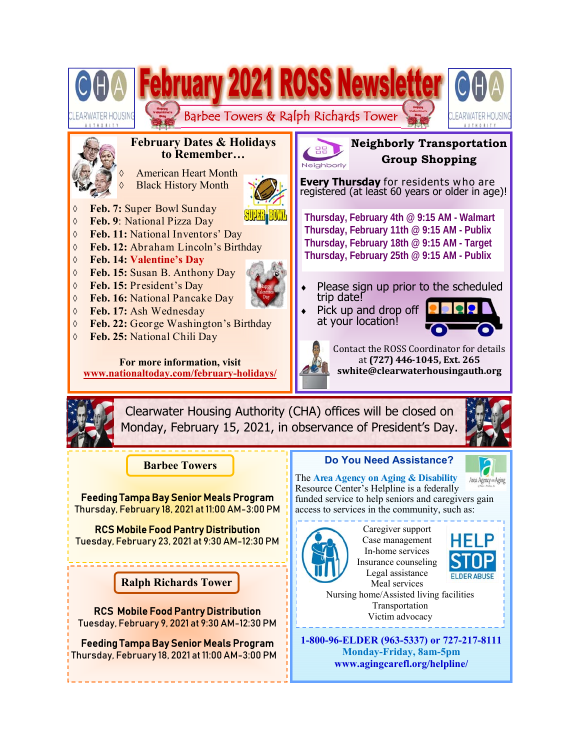# February 2021 ROSS Newsletter

## Barbee Towers & Ralph Richards Tower

### February Dates & Holidays to Remember…

- American Heart Month
- Black History Month

- **Feb. 7:** Super Bowl Sunday
- **Feb. 9**: National Pizza Day
- **Feb. 11:** National Inventors' Day
- **Feb. 12:** Abraham Lincoln's Birthday
- **Feb. 14:** **Valentine's Day**
- **Feb. 15:** Susan B. Anthony Day
- **Feb. 15:** President's Day
- **Feb. 16:** National Pancake Day
- **Feb. 17:** Ash Wednesday
- **Feb. 22:** George Washington's Birthday
- **Feb. 25:** National Chili Day

**For more information, visit**
**www.nationaltoday.com/february-holidays/**

### Neighborly Transportation Group Shopping

**Every Thursday** for residents who are registered (at least 60 years or older in age)!

**Thursday, February 4th @ 9:15 AM - Walmart**
**Thursday, February 11th @ 9:15 AM - Publix**
**Thursday, February 18th @ 9:15 AM - Target**
**Thursday, February 25th @ 9:15 AM - Publix**

- Please sign up prior to the scheduled trip date!
- Pick up and drop off at your location!

Contact the ROSS Coordinator for details at **(727) 446-1045, Ext. 265**
**swhite@clearwaterhousingauth.org**

---

Clearwater Housing Authority (CHA) offices will be closed on Monday, February 15, 2021, in observance of President's Day.

---

### Barbee Towers

**Feeding Tampa Bay Senior Meals Program**
Thursday, February 18, 2021 at 11:00 AM-3:00 PM

**RCS Mobile Food Pantry Distribution**
Tuesday, February 23, 2021 at 9:30 AM-12:30 PM

### Ralph Richards Tower

**RCS Mobile Food Pantry Distribution**
Tuesday, February 9, 2021 at 9:30 AM-12:30 PM

**Feeding Tampa Bay Senior Meals Program**
Thursday, February 18, 2021 at 11:00 AM-3:00 PM

### Do You Need Assistance?

The **Area Agency on Aging & Disability** Resource Center's Helpline is a federally funded service to help seniors and caregivers gain access to services in the community, such as:

- Caregiver support
- Case management
- In-home services
- Insurance counseling
- Legal assistance
- Meal services
- Nursing home/Assisted living facilities
- Transportation
- Victim advocacy

HELP STOP ELDER ABUSE

**1-800-96-ELDER (963-5337) or 727-217-8111**
**Monday-Friday, 8am-5pm**
**www.agingcarefl.org/helpline/**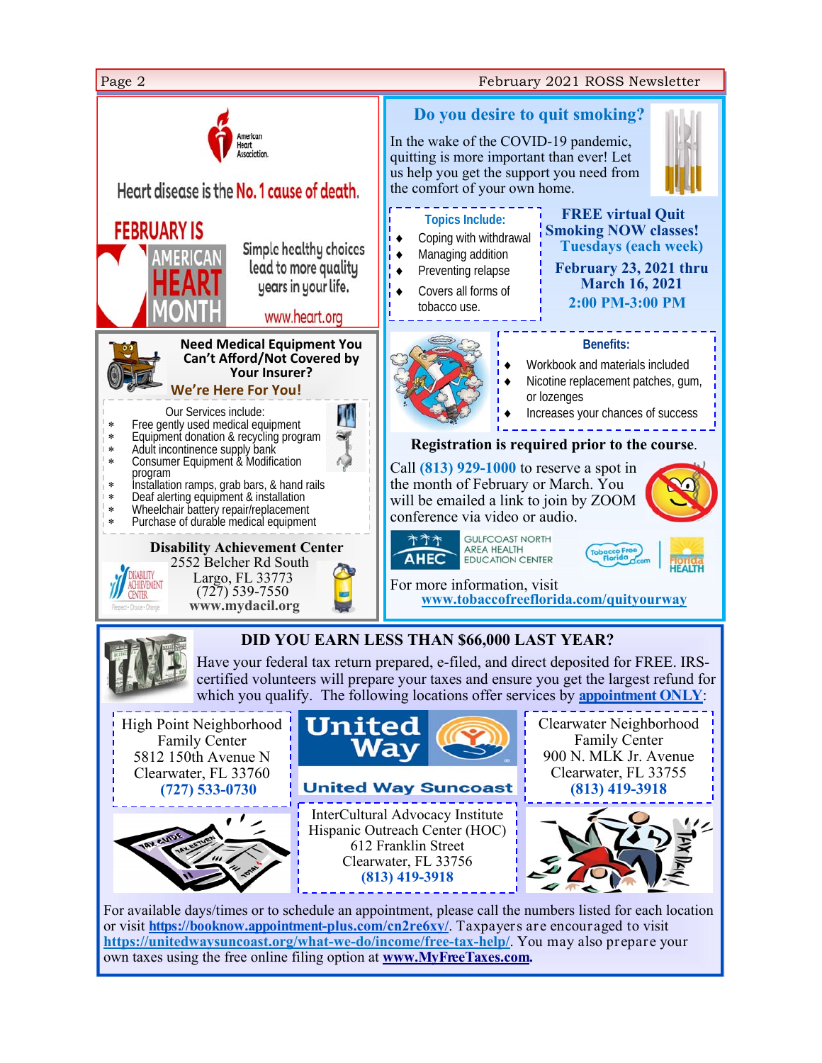American Heart Association.

Heart disease is the No. 1 cause of death.

FEBRUARY IS AMERICAN HEART MONTH

Simple healthy choices lead to more quality years in your life.

www.heart.org

## Need Medical Equipment You Can't Afford/Not Covered by Your Insurer?

**We're Here For You!**

Our Services include:

* Free gently used medical equipment
* Equipment donation & recycling program
* Adult incontinence supply bank
* Consumer Equipment & Modification program
* Installation ramps, grab bars, & hand rails
* Deaf alerting equipment & installation
* Wheelchair battery repair/replacement
* Purchase of durable medical equipment

**Disability Achievement Center**
2552 Belcher Rd South
Largo, FL 33773
(727) 539-7550
**www.mydacil.org**

## Do you desire to quit smoking?

In the wake of the COVID-19 pandemic, quitting is more important than ever! Let us help you get the support you need from the comfort of your own home.

**Topics Include:**

- Coping with withdrawal
- Managing addition
- Preventing relapse
- Covers all forms of tobacco use.

**FREE virtual Quit Smoking NOW classes!**
**Tuesdays (each week)**
**February 23, 2021 thru March 16, 2021**
**2:00 PM-3:00 PM**

**Benefits:**

- Workbook and materials included
- Nicotine replacement patches, gum, or lozenges
- Increases your chances of success

**Registration is required prior to the course.**

Call **(813) 929-1000** to reserve a spot in the month of February or March. You will be emailed a link to join by ZOOM conference via video or audio.

AHEC GULFCOAST NORTH AREA HEALTH EDUCATION CENTER

Tobacco Free Florida.com | Florida HEALTH

For more information, visit **www.tobaccofreeflorida.com/quityourway**

## DID YOU EARN LESS THAN $66,000 LAST YEAR?

Have your federal tax return prepared, e-filed, and direct deposited for FREE. IRS-certified volunteers will prepare your taxes and ensure you get the largest refund for which you qualify. The following locations offer services by **appointment ONLY**:

High Point Neighborhood Family Center
5812 150th Avenue N
Clearwater, FL 33760
**(727) 533-0730**

United Way
United Way Suncoast

Clearwater Neighborhood Family Center
900 N. MLK Jr. Avenue
Clearwater, FL 33755
**(813) 419-3918**

InterCultural Advocacy Institute
Hispanic Outreach Center (HOC)
612 Franklin Street
Clearwater, FL 33756
**(813) 419-3918**

For available days/times or to schedule an appointment, please call the numbers listed for each location or visit **https://booknow.appointment-plus.com/cn2re6xy/**. Taxpayers are encouraged to visit **https://unitedwaysuncoast.org/what-we-do/income/free-tax-help/**. You may also prepare your own taxes using the free online filing option at **www.MyFreeTaxes.com.**